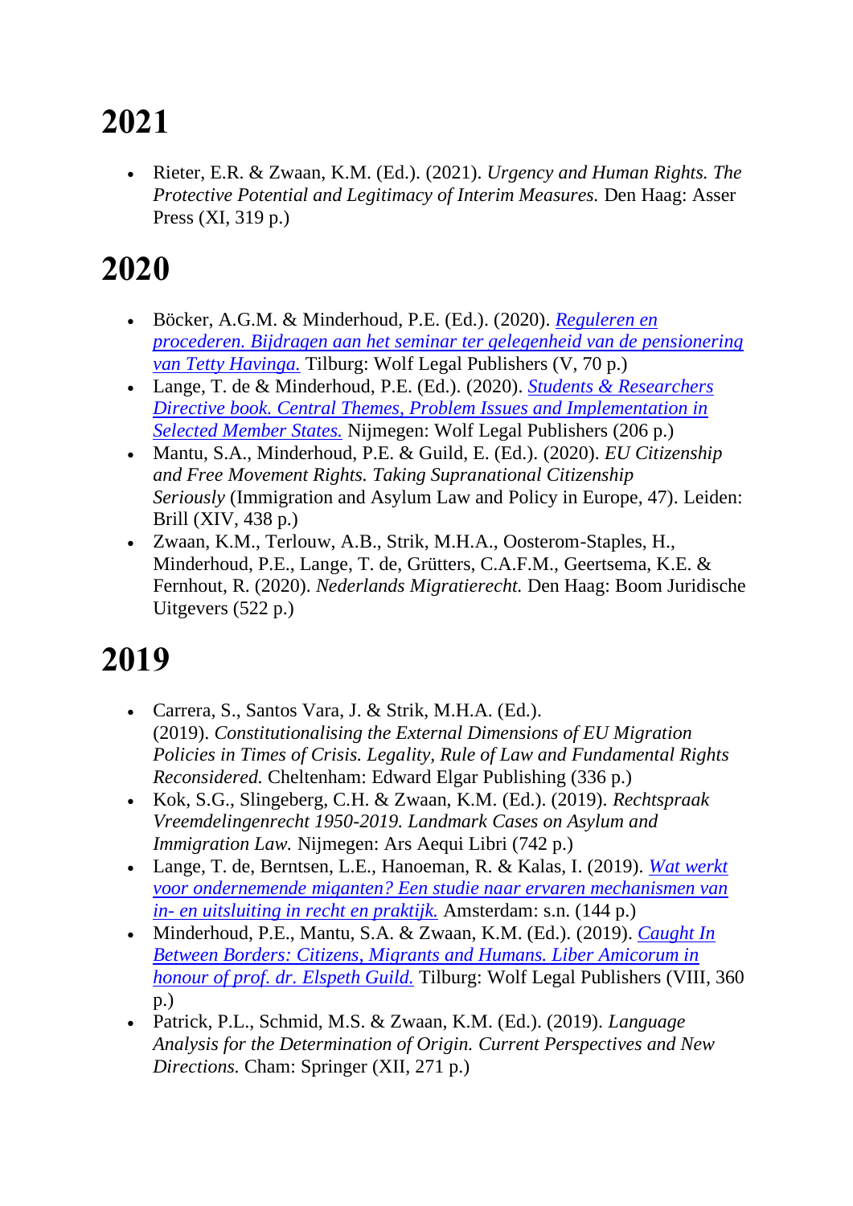# 2021

- Rieter, E.R. & Zwaan, K.M. (Ed.). (2021). *Urgency and Human Rights. The Protective Potential and Legitimacy of Interim Measures.* Den Haag: Asser Press (XI, 319 p.)

# 2020

- Böcker, A.G.M. & Minderhoud, P.E. (Ed.). (2020). *Reguleren en procederen. Bijdragen aan het seminar ter gelegenheid van de pensionering van Tetty Havinga.* Tilburg: Wolf Legal Publishers (V, 70 p.)
- Lange, T. de & Minderhoud, P.E. (Ed.). (2020). *Students & Researchers Directive book. Central Themes, Problem Issues and Implementation in Selected Member States.* Nijmegen: Wolf Legal Publishers (206 p.)
- Mantu, S.A., Minderhoud, P.E. & Guild, E. (Ed.). (2020). *EU Citizenship and Free Movement Rights. Taking Supranational Citizenship Seriously* (Immigration and Asylum Law and Policy in Europe, 47). Leiden: Brill (XIV, 438 p.)
- Zwaan, K.M., Terlouw, A.B., Strik, M.H.A., Oosterom-Staples, H., Minderhoud, P.E., Lange, T. de, Grütters, C.A.F.M., Geertsema, K.E. & Fernhout, R. (2020). *Nederlands Migratierecht.* Den Haag: Boom Juridische Uitgevers (522 p.)

# 2019

- Carrera, S., Santos Vara, J. & Strik, M.H.A. (Ed.). (2019). *Constitutionalising the External Dimensions of EU Migration Policies in Times of Crisis. Legality, Rule of Law and Fundamental Rights Reconsidered.* Cheltenham: Edward Elgar Publishing (336 p.)
- Kok, S.G., Slingeberg, C.H. & Zwaan, K.M. (Ed.). (2019). *Rechtspraak Vreemdelingenrecht 1950-2019. Landmark Cases on Asylum and Immigration Law.* Nijmegen: Ars Aequi Libri (742 p.)
- Lange, T. de, Berntsen, L.E., Hanoeman, R. & Kalas, I. (2019). *Wat werkt voor ondernemende miganten? Een studie naar ervaren mechanismen van in- en uitsluiting in recht en praktijk.* Amsterdam: s.n. (144 p.)
- Minderhoud, P.E., Mantu, S.A. & Zwaan, K.M. (Ed.). (2019). *Caught In Between Borders: Citizens, Migrants and Humans. Liber Amicorum in honour of prof. dr. Elspeth Guild.* Tilburg: Wolf Legal Publishers (VIII, 360 p.)
- Patrick, P.L., Schmid, M.S. & Zwaan, K.M. (Ed.). (2019). *Language Analysis for the Determination of Origin. Current Perspectives and New Directions.* Cham: Springer (XII, 271 p.)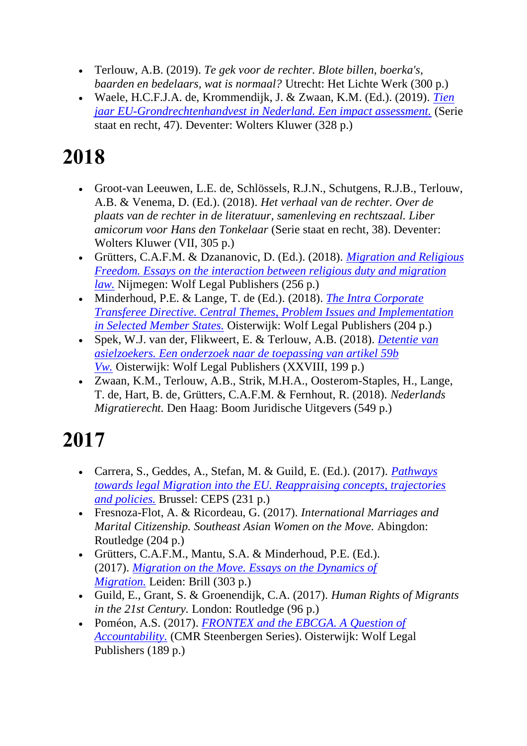- Terlouw, A.B. (2019). *Te gek voor de rechter. Blote billen, boerka's, baarden en bedelaars, wat is normaal?* Utrecht: Het Lichte Werk (300 p.)
- Waele, H.C.F.J.A. de, Krommendijk, J. & Zwaan, K.M. (Ed.). (2019). *Tien jaar EU-Grondrechtenhandvest in Nederland. Een impact assessment.* (Serie staat en recht, 47). Deventer: Wolters Kluwer (328 p.)

# 2018

- Groot-van Leeuwen, L.E. de, Schlössels, R.J.N., Schutgens, R.J.B., Terlouw, A.B. & Venema, D. (Ed.). (2018). *Het verhaal van de rechter. Over de plaats van de rechter in de literatuur, samenleving en rechtszaal. Liber amicorum voor Hans den Tonkelaar* (Serie staat en recht, 38). Deventer: Wolters Kluwer (VII, 305 p.)
- Grütters, C.A.F.M. & Dzananovic, D. (Ed.). (2018). *Migration and Religious Freedom. Essays on the interaction between religious duty and migration law.* Nijmegen: Wolf Legal Publishers (256 p.)
- Minderhoud, P.E. & Lange, T. de (Ed.). (2018). *The Intra Corporate Transferee Directive. Central Themes, Problem Issues and Implementation in Selected Member States.* Oisterwijk: Wolf Legal Publishers (204 p.)
- Spek, W.J. van der, Flikweert, E. & Terlouw, A.B. (2018). *Detentie van asielzoekers. Een onderzoek naar de toepassing van artikel 59b Vw.* Oisterwijk: Wolf Legal Publishers (XXVIII, 199 p.)
- Zwaan, K.M., Terlouw, A.B., Strik, M.H.A., Oosterom-Staples, H., Lange, T. de, Hart, B. de, Grütters, C.A.F.M. & Fernhout, R. (2018). *Nederlands Migratierecht.* Den Haag: Boom Juridische Uitgevers (549 p.)

# 2017

- Carrera, S., Geddes, A., Stefan, M. & Guild, E. (Ed.). (2017). *Pathways towards legal Migration into the EU. Reappraising concepts, trajectories and policies.* Brussel: CEPS (231 p.)
- Fresnoza-Flot, A. & Ricordeau, G. (2017). *International Marriages and Marital Citizenship. Southeast Asian Women on the Move.* Abingdon: Routledge (204 p.)
- Grütters, C.A.F.M., Mantu, S.A. & Minderhoud, P.E. (Ed.). (2017). *Migration on the Move. Essays on the Dynamics of Migration.* Leiden: Brill (303 p.)
- Guild, E., Grant, S. & Groenendijk, C.A. (2017). *Human Rights of Migrants in the 21st Century.* London: Routledge (96 p.)
- Poméon, A.S. (2017). *FRONTEX and the EBCGA. A Question of Accountability.* (CMR Steenbergen Series). Oisterwijk: Wolf Legal Publishers (189 p.)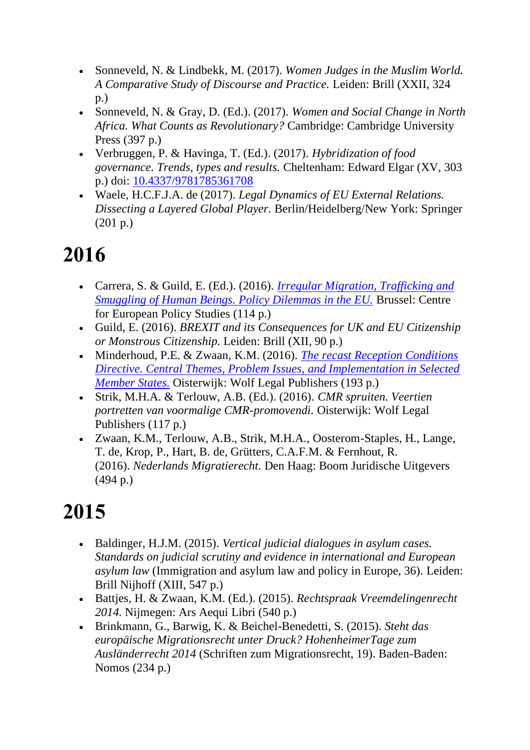- Sonneveld, N. & Lindbekk, M. (2017). *Women Judges in the Muslim World. A Comparative Study of Discourse and Practice.* Leiden: Brill (XXII, 324 p.)
- Sonneveld, N. & Gray, D. (Ed.). (2017). *Women and Social Change in North Africa. What Counts as Revolutionary?* Cambridge: Cambridge University Press (397 p.)
- Verbruggen, P. & Havinga, T. (Ed.). (2017). *Hybridization of food governance. Trends, types and results.* Cheltenham: Edward Elgar (XV, 303 p.) doi: [10.4337/9781785361708](10.4337/9781785361708)
- Waele, H.C.F.J.A. de (2017). *Legal Dynamics of EU External Relations. Dissecting a Layered Global Player.* Berlin/Heidelberg/New York: Springer (201 p.)

# 2016

- Carrera, S. & Guild, E. (Ed.). (2016). *[Irregular Migration, Trafficking and Smuggling of Human Beings. Policy Dilemmas in the EU.]()* Brussel: Centre for European Policy Studies (114 p.)
- Guild, E. (2016). *BREXIT and its Consequences for UK and EU Citizenship or Monstrous Citizenship.* Leiden: Brill (XII, 90 p.)
- Minderhoud, P.E. & Zwaan, K.M. (2016). *[The recast Reception Conditions Directive. Central Themes, Problem Issues, and Implementation in Selected Member States.]()* Oisterwijk: Wolf Legal Publishers (193 p.)
- Strik, M.H.A. & Terlouw, A.B. (Ed.). (2016). *CMR spruiten. Veertien portretten van voormalige CMR-promovendi.* Oisterwijk: Wolf Legal Publishers (117 p.)
- Zwaan, K.M., Terlouw, A.B., Strik, M.H.A., Oosterom-Staples, H., Lange, T. de, Krop, P., Hart, B. de, Grütters, C.A.F.M. & Fernhout, R. (2016). *Nederlands Migratierecht.* Den Haag: Boom Juridische Uitgevers (494 p.)

# 2015

- Baldinger, H.J.M. (2015). *Vertical judicial dialogues in asylum cases. Standards on judicial scrutiny and evidence in international and European asylum law* (Immigration and asylum law and policy in Europe, 36). Leiden: Brill Nijhoff (XIII, 547 p.)
- Battjes, H. & Zwaan, K.M. (Ed.). (2015). *Rechtspraak Vreemdelingenrecht 2014.* Nijmegen: Ars Aequi Libri (540 p.)
- Brinkmann, G., Barwig, K. & Beichel-Benedetti, S. (2015). *Steht das europäische Migrationsrecht unter Druck? HohenheimerTage zum Ausländerrecht 2014* (Schriften zum Migrationsrecht, 19). Baden-Baden: Nomos (234 p.)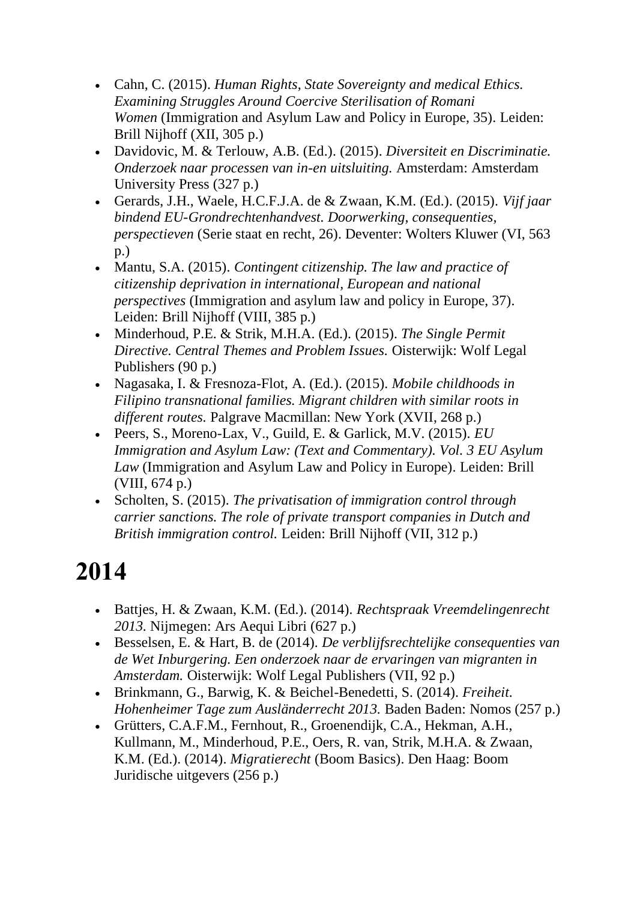- Cahn, C. (2015). *Human Rights, State Sovereignty and medical Ethics. Examining Struggles Around Coercive Sterilisation of Romani Women* (Immigration and Asylum Law and Policy in Europe, 35). Leiden: Brill Nijhoff (XII, 305 p.)
- Davidovic, M. & Terlouw, A.B. (Ed.). (2015). *Diversiteit en Discriminatie. Onderzoek naar processen van in-en uitsluiting.* Amsterdam: Amsterdam University Press (327 p.)
- Gerards, J.H., Waele, H.C.F.J.A. de & Zwaan, K.M. (Ed.). (2015). *Vijf jaar bindend EU-Grondrechtenhandvest. Doorwerking, consequenties, perspectieven* (Serie staat en recht, 26). Deventer: Wolters Kluwer (VI, 563 p.)
- Mantu, S.A. (2015). *Contingent citizenship. The law and practice of citizenship deprivation in international, European and national perspectives* (Immigration and asylum law and policy in Europe, 37). Leiden: Brill Nijhoff (VIII, 385 p.)
- Minderhoud, P.E. & Strik, M.H.A. (Ed.). (2015). *The Single Permit Directive. Central Themes and Problem Issues.* Oisterwijk: Wolf Legal Publishers (90 p.)
- Nagasaka, I. & Fresnoza-Flot, A. (Ed.). (2015). *Mobile childhoods in Filipino transnational families. Migrant children with similar roots in different routes.* Palgrave Macmillan: New York (XVII, 268 p.)
- Peers, S., Moreno-Lax, V., Guild, E. & Garlick, M.V. (2015). *EU Immigration and Asylum Law: (Text and Commentary). Vol. 3 EU Asylum Law* (Immigration and Asylum Law and Policy in Europe). Leiden: Brill (VIII, 674 p.)
- Scholten, S. (2015). *The privatisation of immigration control through carrier sanctions. The role of private transport companies in Dutch and British immigration control.* Leiden: Brill Nijhoff (VII, 312 p.)

# 2014

- Battjes, H. & Zwaan, K.M. (Ed.). (2014). *Rechtspraak Vreemdelingenrecht 2013.* Nijmegen: Ars Aequi Libri (627 p.)
- Besselsen, E. & Hart, B. de (2014). *De verblijfsrechtelijke consequenties van de Wet Inburgering. Een onderzoek naar de ervaringen van migranten in Amsterdam.* Oisterwijk: Wolf Legal Publishers (VII, 92 p.)
- Brinkmann, G., Barwig, K. & Beichel-Benedetti, S. (2014). *Freiheit. Hohenheimer Tage zum Ausländerrecht 2013.* Baden Baden: Nomos (257 p.)
- Grütters, C.A.F.M., Fernhout, R., Groenendijk, C.A., Hekman, A.H., Kullmann, M., Minderhoud, P.E., Oers, R. van, Strik, M.H.A. & Zwaan, K.M. (Ed.). (2014). *Migratierecht* (Boom Basics). Den Haag: Boom Juridische uitgevers (256 p.)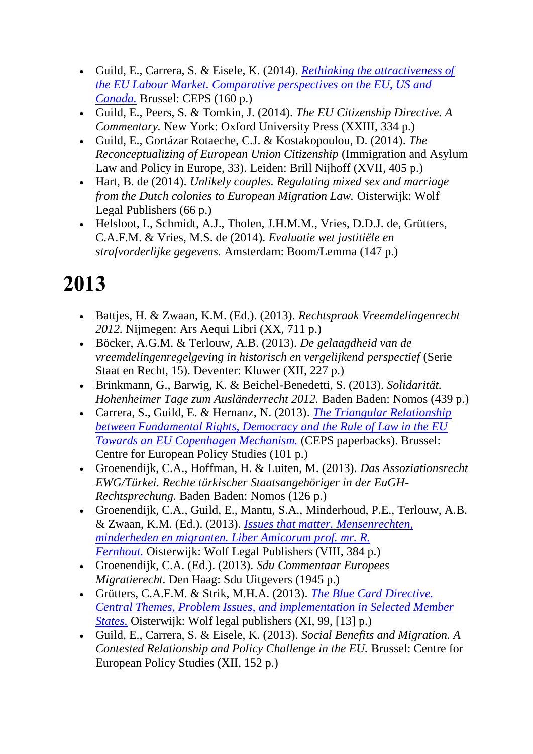- Guild, E., Carrera, S. & Eisele, K. (2014). *Rethinking the attractiveness of the EU Labour Market. Comparative perspectives on the EU, US and Canada.* Brussel: CEPS (160 p.)
- Guild, E., Peers, S. & Tomkin, J. (2014). *The EU Citizenship Directive. A Commentary.* New York: Oxford University Press (XXIII, 334 p.)
- Guild, E., Gortázar Rotaeche, C.J. & Kostakopoulou, D. (2014). *The Reconceptualizing of European Union Citizenship* (Immigration and Asylum Law and Policy in Europe, 33). Leiden: Brill Nijhoff (XVII, 405 p.)
- Hart, B. de (2014). *Unlikely couples. Regulating mixed sex and marriage from the Dutch colonies to European Migration Law.* Oisterwijk: Wolf Legal Publishers (66 p.)
- Helsloot, I., Schmidt, A.J., Tholen, J.H.M.M., Vries, D.D.J. de, Grütters, C.A.F.M. & Vries, M.S. de (2014). *Evaluatie wet justitiële en strafvorderlijke gegevens.* Amsterdam: Boom/Lemma (147 p.)

# 2013

- Battjes, H. & Zwaan, K.M. (Ed.). (2013). *Rechtspraak Vreemdelingenrecht 2012.* Nijmegen: Ars Aequi Libri (XX, 711 p.)
- Böcker, A.G.M. & Terlouw, A.B. (2013). *De gelaagdheid van de vreemdelingenregelgeving in historisch en vergelijkend perspectief* (Serie Staat en Recht, 15). Deventer: Kluwer (XII, 227 p.)
- Brinkmann, G., Barwig, K. & Beichel-Benedetti, S. (2013). *Solidarität. Hohenheimer Tage zum Ausländerrecht 2012.* Baden Baden: Nomos (439 p.)
- Carrera, S., Guild, E. & Hernanz, N. (2013). *The Triangular Relationship between Fundamental Rights, Democracy and the Rule of Law in the EU Towards an EU Copenhagen Mechanism.* (CEPS paperbacks). Brussel: Centre for European Policy Studies (101 p.)
- Groenendijk, C.A., Hoffman, H. & Luiten, M. (2013). *Das Assoziationsrecht EWG/Türkei. Rechte türkischer Staatsangehöriger in der EuGH-Rechtsprechung.* Baden Baden: Nomos (126 p.)
- Groenendijk, C.A., Guild, E., Mantu, S.A., Minderhoud, P.E., Terlouw, A.B. & Zwaan, K.M. (Ed.). (2013). *Issues that matter. Mensenrechten, minderheden en migranten. Liber Amicorum prof. mr. R. Fernhout.* Oisterwijk: Wolf Legal Publishers (VIII, 384 p.)
- Groenendijk, C.A. (Ed.). (2013). *Sdu Commentaar Europees Migratierecht.* Den Haag: Sdu Uitgevers (1945 p.)
- Grütters, C.A.F.M. & Strik, M.H.A. (2013). *The Blue Card Directive. Central Themes, Problem Issues, and implementation in Selected Member States.* Oisterwijk: Wolf legal publishers (XI, 99, [13] p.)
- Guild, E., Carrera, S. & Eisele, K. (2013). *Social Benefits and Migration. A Contested Relationship and Policy Challenge in the EU.* Brussel: Centre for European Policy Studies (XII, 152 p.)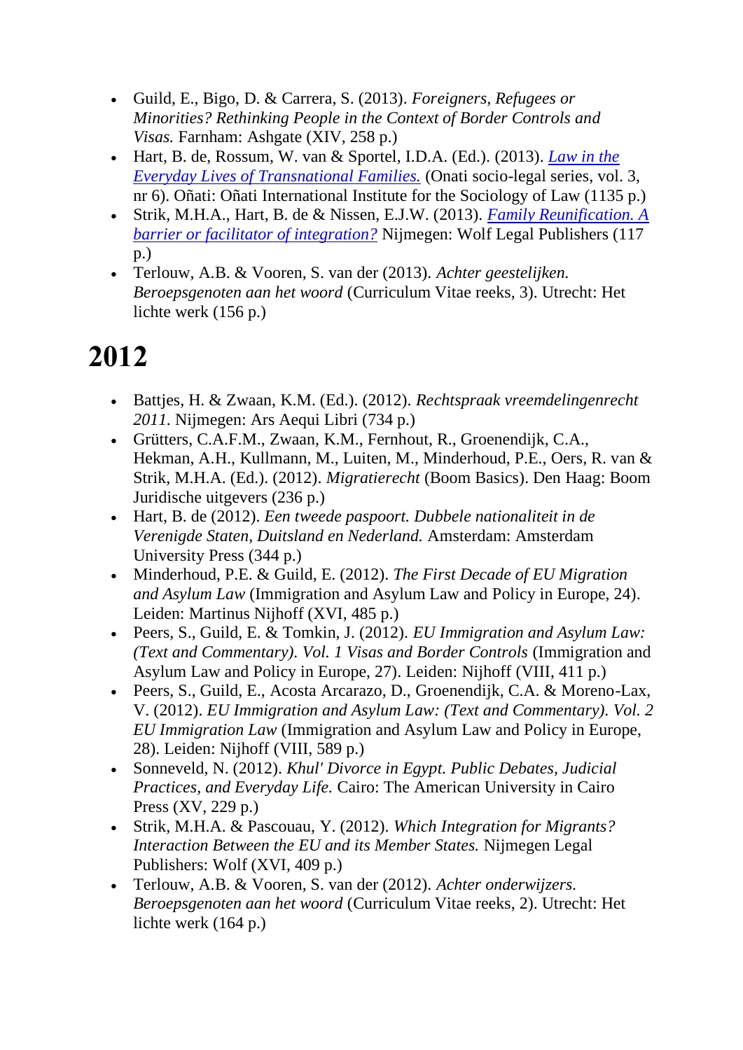- Guild, E., Bigo, D. & Carrera, S. (2013). *Foreigners, Refugees or Minorities? Rethinking People in the Context of Border Controls and Visas.* Farnham: Ashgate (XIV, 258 p.)
- Hart, B. de, Rossum, W. van & Sportel, I.D.A. (Ed.). (2013). *Law in the Everyday Lives of Transnational Families.* (Onati socio-legal series, vol. 3, nr 6). Oñati: Oñati International Institute for the Sociology of Law (1135 p.)
- Strik, M.H.A., Hart, B. de & Nissen, E.J.W. (2013). *Family Reunification. A barrier or facilitator of integration?* Nijmegen: Wolf Legal Publishers (117 p.)
- Terlouw, A.B. & Vooren, S. van der (2013). *Achter geestelijken. Beroepsgenoten aan het woord* (Curriculum Vitae reeks, 3). Utrecht: Het lichte werk (156 p.)

# 2012

- Battjes, H. & Zwaan, K.M. (Ed.). (2012). *Rechtspraak vreemdelingenrecht 2011.* Nijmegen: Ars Aequi Libri (734 p.)
- Grütters, C.A.F.M., Zwaan, K.M., Fernhout, R., Groenendijk, C.A., Hekman, A.H., Kullmann, M., Luiten, M., Minderhoud, P.E., Oers, R. van & Strik, M.H.A. (Ed.). (2012). *Migratierecht* (Boom Basics). Den Haag: Boom Juridische uitgevers (236 p.)
- Hart, B. de (2012). *Een tweede paspoort. Dubbele nationaliteit in de Verenigde Staten, Duitsland en Nederland.* Amsterdam: Amsterdam University Press (344 p.)
- Minderhoud, P.E. & Guild, E. (2012). *The First Decade of EU Migration and Asylum Law* (Immigration and Asylum Law and Policy in Europe, 24). Leiden: Martinus Nijhoff (XVI, 485 p.)
- Peers, S., Guild, E. & Tomkin, J. (2012). *EU Immigration and Asylum Law: (Text and Commentary). Vol. 1 Visas and Border Controls* (Immigration and Asylum Law and Policy in Europe, 27). Leiden: Nijhoff (VIII, 411 p.)
- Peers, S., Guild, E., Acosta Arcarazo, D., Groenendijk, C.A. & Moreno-Lax, V. (2012). *EU Immigration and Asylum Law: (Text and Commentary). Vol. 2 EU Immigration Law* (Immigration and Asylum Law and Policy in Europe, 28). Leiden: Nijhoff (VIII, 589 p.)
- Sonneveld, N. (2012). *Khul' Divorce in Egypt. Public Debates, Judicial Practices, and Everyday Life.* Cairo: The American University in Cairo Press (XV, 229 p.)
- Strik, M.H.A. & Pascouau, Y. (2012). *Which Integration for Migrants? Interaction Between the EU and its Member States.* Nijmegen Legal Publishers: Wolf (XVI, 409 p.)
- Terlouw, A.B. & Vooren, S. van der (2012). *Achter onderwijzers. Beroepsgenoten aan het woord* (Curriculum Vitae reeks, 2). Utrecht: Het lichte werk (164 p.)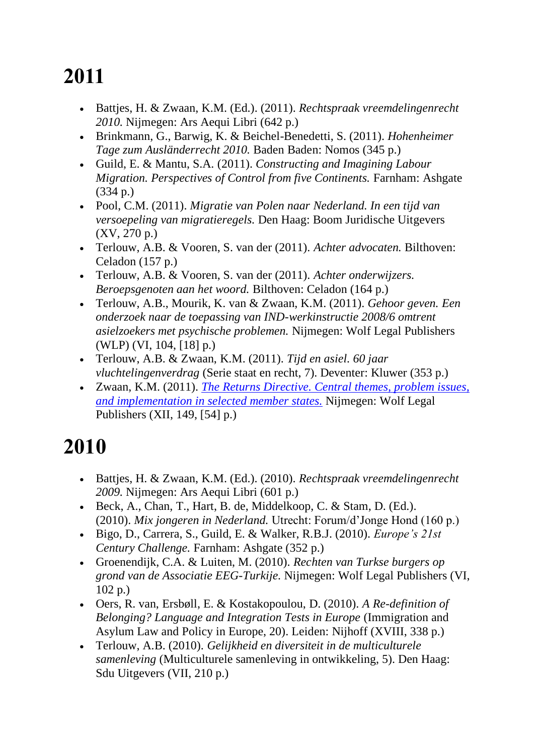# 2011

- Battjes, H. & Zwaan, K.M. (Ed.). (2011). *Rechtspraak vreemdelingenrecht 2010.* Nijmegen: Ars Aequi Libri (642 p.)
- Brinkmann, G., Barwig, K. & Beichel-Benedetti, S. (2011). *Hohenheimer Tage zum Ausländerrecht 2010.* Baden Baden: Nomos (345 p.)
- Guild, E. & Mantu, S.A. (2011). *Constructing and Imagining Labour Migration. Perspectives of Control from five Continents.* Farnham: Ashgate (334 p.)
- Pool, C.M. (2011). *Migratie van Polen naar Nederland. In een tijd van versoepeling van migratieregels.* Den Haag: Boom Juridische Uitgevers (XV, 270 p.)
- Terlouw, A.B. & Vooren, S. van der (2011). *Achter advocaten.* Bilthoven: Celadon (157 p.)
- Terlouw, A.B. & Vooren, S. van der (2011). *Achter onderwijzers. Beroepsgenoten aan het woord.* Bilthoven: Celadon (164 p.)
- Terlouw, A.B., Mourik, K. van & Zwaan, K.M. (2011). *Gehoor geven. Een onderzoek naar de toepassing van IND-werkinstructie 2008/6 omtrent asielzoekers met psychische problemen.* Nijmegen: Wolf Legal Publishers (WLP) (VI, 104, [18] p.)
- Terlouw, A.B. & Zwaan, K.M. (2011). *Tijd en asiel. 60 jaar vluchtelingenverdrag* (Serie staat en recht, 7). Deventer: Kluwer (353 p.)
- Zwaan, K.M. (2011). *The Returns Directive. Central themes, problem issues, and implementation in selected member states.* Nijmegen: Wolf Legal Publishers (XII, 149, [54] p.)

# 2010

- Battjes, H. & Zwaan, K.M. (Ed.). (2010). *Rechtspraak vreemdelingenrecht 2009.* Nijmegen: Ars Aequi Libri (601 p.)
- Beck, A., Chan, T., Hart, B. de, Middelkoop, C. & Stam, D. (Ed.). (2010). *Mix jongeren in Nederland.* Utrecht: Forum/d'Jonge Hond (160 p.)
- Bigo, D., Carrera, S., Guild, E. & Walker, R.B.J. (2010). *Europe's 21st Century Challenge.* Farnham: Ashgate (352 p.)
- Groenendijk, C.A. & Luiten, M. (2010). *Rechten van Turkse burgers op grond van de Associatie EEG-Turkije.* Nijmegen: Wolf Legal Publishers (VI, 102 p.)
- Oers, R. van, Ersbøll, E. & Kostakopoulou, D. (2010). *A Re-definition of Belonging? Language and Integration Tests in Europe* (Immigration and Asylum Law and Policy in Europe, 20). Leiden: Nijhoff (XVIII, 338 p.)
- Terlouw, A.B. (2010). *Gelijkheid en diversiteit in de multiculturele samenleving* (Multiculturele samenleving in ontwikkeling, 5). Den Haag: Sdu Uitgevers (VII, 210 p.)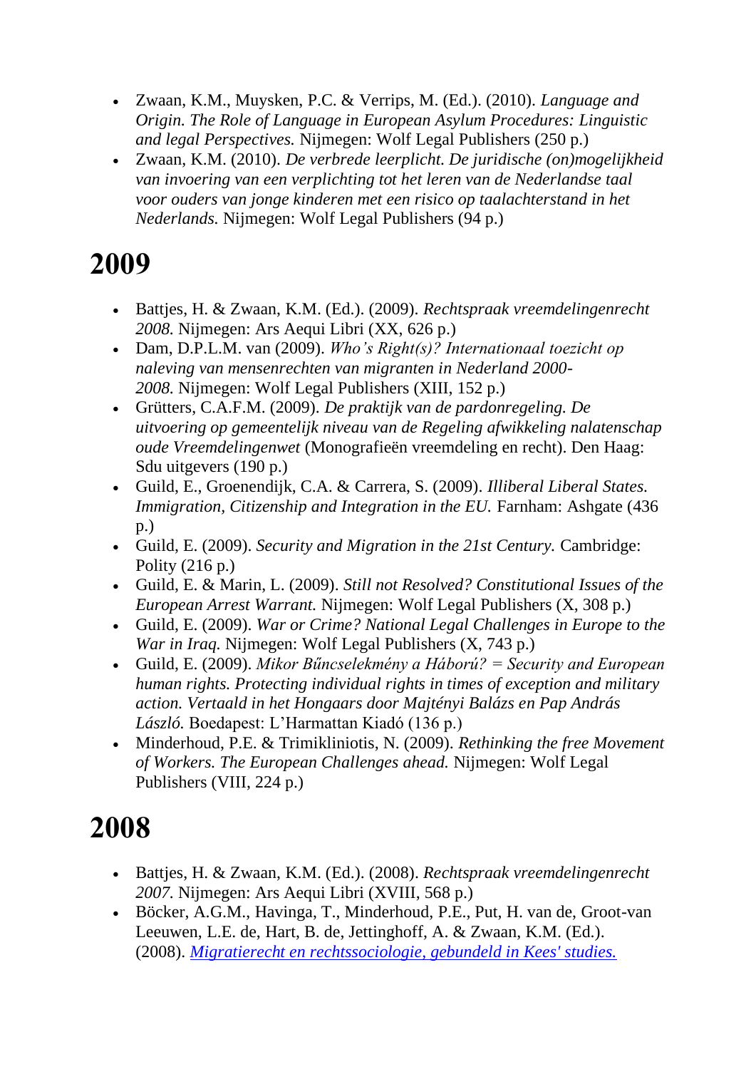- Zwaan, K.M., Muysken, P.C. & Verrips, M. (Ed.). (2010). *Language and Origin. The Role of Language in European Asylum Procedures: Linguistic and legal Perspectives.* Nijmegen: Wolf Legal Publishers (250 p.)
- Zwaan, K.M. (2010). *De verbrede leerplicht. De juridische (on)mogelijkheid van invoering van een verplichting tot het leren van de Nederlandse taal voor ouders van jonge kinderen met een risico op taalachterstand in het Nederlands.* Nijmegen: Wolf Legal Publishers (94 p.)

# 2009

- Battjes, H. & Zwaan, K.M. (Ed.). (2009). *Rechtspraak vreemdelingenrecht 2008.* Nijmegen: Ars Aequi Libri (XX, 626 p.)
- Dam, D.P.L.M. van (2009). *Who's Right(s)? Internationaal toezicht op naleving van mensenrechten van migranten in Nederland 2000-2008.* Nijmegen: Wolf Legal Publishers (XIII, 152 p.)
- Grütters, C.A.F.M. (2009). *De praktijk van de pardonregeling. De uitvoering op gemeentelijk niveau van de Regeling afwikkeling nalatenschap oude Vreemdelingenwet* (Monografieën vreemdeling en recht). Den Haag: Sdu uitgevers (190 p.)
- Guild, E., Groenendijk, C.A. & Carrera, S. (2009). *Illiberal Liberal States. Immigration, Citizenship and Integration in the EU.* Farnham: Ashgate (436 p.)
- Guild, E. (2009). *Security and Migration in the 21st Century.* Cambridge: Polity (216 p.)
- Guild, E. & Marin, L. (2009). *Still not Resolved? Constitutional Issues of the European Arrest Warrant.* Nijmegen: Wolf Legal Publishers (X, 308 p.)
- Guild, E. (2009). *War or Crime? National Legal Challenges in Europe to the War in Iraq.* Nijmegen: Wolf Legal Publishers (X, 743 p.)
- Guild, E. (2009). *Mikor Bűncselekmény a Háború? = Security and European human rights. Protecting individual rights in times of exception and military action. Vertaald in het Hongaars door Majtényi Balázs en Pap András László.* Boedapest: L'Harmattan Kiadó (136 p.)
- Minderhoud, P.E. & Trimikliniotis, N. (2009). *Rethinking the free Movement of Workers. The European Challenges ahead.* Nijmegen: Wolf Legal Publishers (VIII, 224 p.)

# 2008

- Battjes, H. & Zwaan, K.M. (Ed.). (2008). *Rechtspraak vreemdelingenrecht 2007.* Nijmegen: Ars Aequi Libri (XVIII, 568 p.)
- Böcker, A.G.M., Havinga, T., Minderhoud, P.E., Put, H. van de, Groot-van Leeuwen, L.E. de, Hart, B. de, Jettinghoff, A. & Zwaan, K.M. (Ed.). (2008). *Migratierecht en rechtssociologie, gebundeld in Kees' studies.*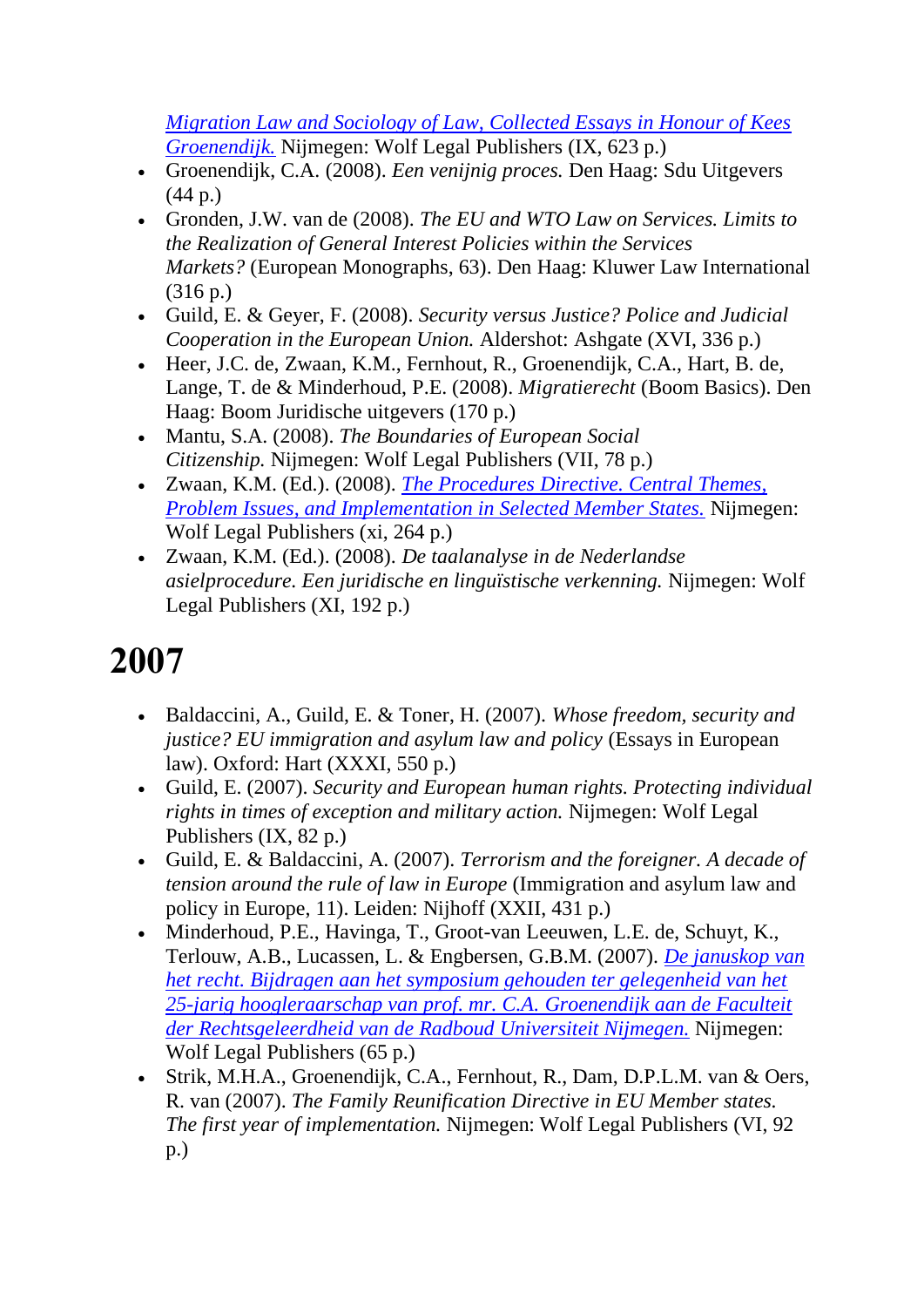*Migration Law and Sociology of Law, Collected Essays in Honour of Kees Groenendijk.* Nijmegen: Wolf Legal Publishers (IX, 623 p.)

- Groenendijk, C.A. (2008). *Een venijnig proces.* Den Haag: Sdu Uitgevers (44 p.)
- Gronden, J.W. van de (2008). *The EU and WTO Law on Services. Limits to the Realization of General Interest Policies within the Services Markets?* (European Monographs, 63). Den Haag: Kluwer Law International (316 p.)
- Guild, E. & Geyer, F. (2008). *Security versus Justice? Police and Judicial Cooperation in the European Union.* Aldershot: Ashgate (XVI, 336 p.)
- Heer, J.C. de, Zwaan, K.M., Fernhout, R., Groenendijk, C.A., Hart, B. de, Lange, T. de & Minderhoud, P.E. (2008). *Migratierecht* (Boom Basics). Den Haag: Boom Juridische uitgevers (170 p.)
- Mantu, S.A. (2008). *The Boundaries of European Social Citizenship.* Nijmegen: Wolf Legal Publishers (VII, 78 p.)
- Zwaan, K.M. (Ed.). (2008). *The Procedures Directive. Central Themes, Problem Issues, and Implementation in Selected Member States.* Nijmegen: Wolf Legal Publishers (xi, 264 p.)
- Zwaan, K.M. (Ed.). (2008). *De taalanalyse in de Nederlandse asielprocedure. Een juridische en linguïstische verkenning.* Nijmegen: Wolf Legal Publishers (XI, 192 p.)

# 2007

- Baldaccini, A., Guild, E. & Toner, H. (2007). *Whose freedom, security and justice? EU immigration and asylum law and policy* (Essays in European law). Oxford: Hart (XXXI, 550 p.)
- Guild, E. (2007). *Security and European human rights. Protecting individual rights in times of exception and military action.* Nijmegen: Wolf Legal Publishers (IX, 82 p.)
- Guild, E. & Baldaccini, A. (2007). *Terrorism and the foreigner. A decade of tension around the rule of law in Europe* (Immigration and asylum law and policy in Europe, 11). Leiden: Nijhoff (XXII, 431 p.)
- Minderhoud, P.E., Havinga, T., Groot-van Leeuwen, L.E. de, Schuyt, K., Terlouw, A.B., Lucassen, L. & Engbersen, G.B.M. (2007). *De januskop van het recht. Bijdragen aan het symposium gehouden ter gelegenheid van het 25-jarig hoogleraarschap van prof. mr. C.A. Groenendijk aan de Faculteit der Rechtsgeleerdheid van de Radboud Universiteit Nijmegen.* Nijmegen: Wolf Legal Publishers (65 p.)
- Strik, M.H.A., Groenendijk, C.A., Fernhout, R., Dam, D.P.L.M. van & Oers, R. van (2007). *The Family Reunification Directive in EU Member states. The first year of implementation.* Nijmegen: Wolf Legal Publishers (VI, 92 p.)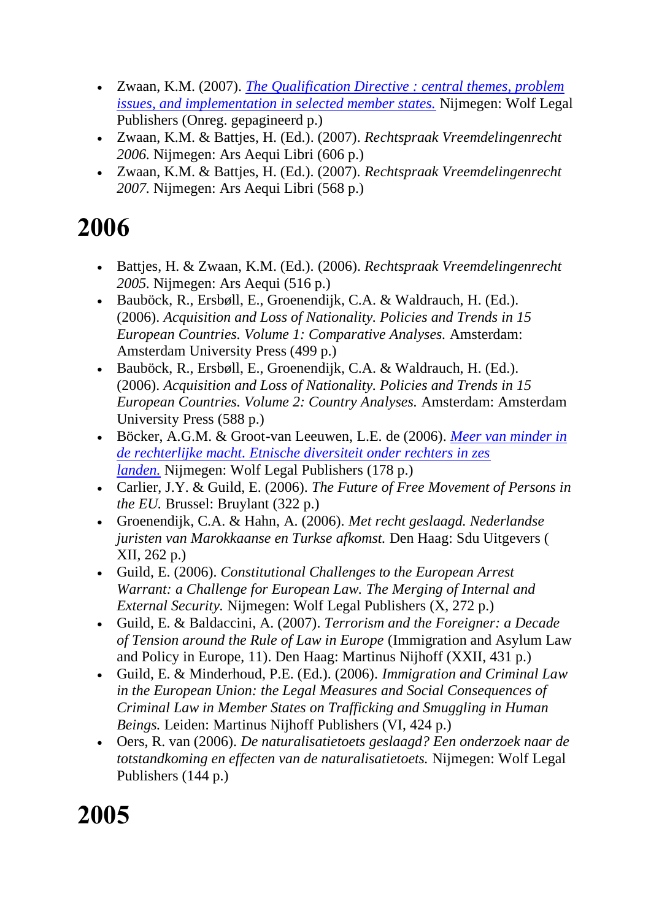- Zwaan, K.M. (2007). *The Qualification Directive : central themes, problem issues, and implementation in selected member states.* Nijmegen: Wolf Legal Publishers (Onreg. gepagineerd p.)
- Zwaan, K.M. & Battjes, H. (Ed.). (2007). *Rechtspraak Vreemdelingenrecht 2006.* Nijmegen: Ars Aequi Libri (606 p.)
- Zwaan, K.M. & Battjes, H. (Ed.). (2007). *Rechtspraak Vreemdelingenrecht 2007.* Nijmegen: Ars Aequi Libri (568 p.)

# 2006

- Battjes, H. & Zwaan, K.M. (Ed.). (2006). *Rechtspraak Vreemdelingenrecht 2005.* Nijmegen: Ars Aequi (516 p.)
- Bauböck, R., Ersbøll, E., Groenendijk, C.A. & Waldrauch, H. (Ed.). (2006). *Acquisition and Loss of Nationality. Policies and Trends in 15 European Countries. Volume 1: Comparative Analyses.* Amsterdam: Amsterdam University Press (499 p.)
- Bauböck, R., Ersbøll, E., Groenendijk, C.A. & Waldrauch, H. (Ed.). (2006). *Acquisition and Loss of Nationality. Policies and Trends in 15 European Countries. Volume 2: Country Analyses.* Amsterdam: Amsterdam University Press (588 p.)
- Böcker, A.G.M. & Groot-van Leeuwen, L.E. de (2006). *Meer van minder in de rechterlijke macht. Etnische diversiteit onder rechters in zes landen.* Nijmegen: Wolf Legal Publishers (178 p.)
- Carlier, J.Y. & Guild, E. (2006). *The Future of Free Movement of Persons in the EU.* Brussel: Bruylant (322 p.)
- Groenendijk, C.A. & Hahn, A. (2006). *Met recht geslaagd. Nederlandse juristen van Marokkaanse en Turkse afkomst.* Den Haag: Sdu Uitgevers ( XII, 262 p.)
- Guild, E. (2006). *Constitutional Challenges to the European Arrest Warrant: a Challenge for European Law. The Merging of Internal and External Security.* Nijmegen: Wolf Legal Publishers (X, 272 p.)
- Guild, E. & Baldaccini, A. (2007). *Terrorism and the Foreigner: a Decade of Tension around the Rule of Law in Europe* (Immigration and Asylum Law and Policy in Europe, 11). Den Haag: Martinus Nijhoff (XXII, 431 p.)
- Guild, E. & Minderhoud, P.E. (Ed.). (2006). *Immigration and Criminal Law in the European Union: the Legal Measures and Social Consequences of Criminal Law in Member States on Trafficking and Smuggling in Human Beings.* Leiden: Martinus Nijhoff Publishers (VI, 424 p.)
- Oers, R. van (2006). *De naturalisatietoets geslaagd? Een onderzoek naar de totstandkoming en effecten van de naturalisatietoets.* Nijmegen: Wolf Legal Publishers (144 p.)

# 2005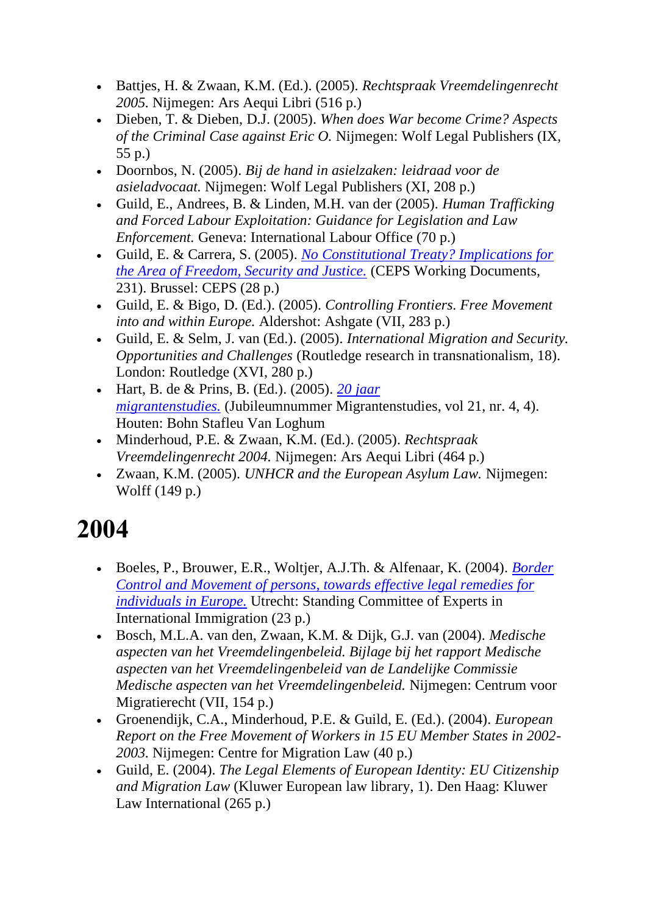- Battjes, H. & Zwaan, K.M. (Ed.). (2005). *Rechtspraak Vreemdelingenrecht 2005.* Nijmegen: Ars Aequi Libri (516 p.)
- Dieben, T. & Dieben, D.J. (2005). *When does War become Crime? Aspects of the Criminal Case against Eric O.* Nijmegen: Wolf Legal Publishers (IX, 55 p.)
- Doornbos, N. (2005). *Bij de hand in asielzaken: leidraad voor de asieladvocaat.* Nijmegen: Wolf Legal Publishers (XI, 208 p.)
- Guild, E., Andrees, B. & Linden, M.H. van der (2005). *Human Trafficking and Forced Labour Exploitation: Guidance for Legislation and Law Enforcement.* Geneva: International Labour Office (70 p.)
- Guild, E. & Carrera, S. (2005). *No Constitutional Treaty? Implications for the Area of Freedom, Security and Justice.* (CEPS Working Documents, 231). Brussel: CEPS (28 p.)
- Guild, E. & Bigo, D. (Ed.). (2005). *Controlling Frontiers. Free Movement into and within Europe.* Aldershot: Ashgate (VII, 283 p.)
- Guild, E. & Selm, J. van (Ed.). (2005). *International Migration and Security. Opportunities and Challenges* (Routledge research in transnationalism, 18). London: Routledge (XVI, 280 p.)
- Hart, B. de & Prins, B. (Ed.). (2005). *20 jaar migrantenstudies.* (Jubileumnummer Migrantenstudies, vol 21, nr. 4, 4). Houten: Bohn Stafleu Van Loghum
- Minderhoud, P.E. & Zwaan, K.M. (Ed.). (2005). *Rechtspraak Vreemdelingenrecht 2004.* Nijmegen: Ars Aequi Libri (464 p.)
- Zwaan, K.M. (2005). *UNHCR and the European Asylum Law.* Nijmegen: Wolff (149 p.)

# 2004

- Boeles, P., Brouwer, E.R., Woltjer, A.J.Th. & Alfenaar, K. (2004). *Border Control and Movement of persons, towards effective legal remedies for individuals in Europe.* Utrecht: Standing Committee of Experts in International Immigration (23 p.)
- Bosch, M.L.A. van den, Zwaan, K.M. & Dijk, G.J. van (2004). *Medische aspecten van het Vreemdelingenbeleid. Bijlage bij het rapport Medische aspecten van het Vreemdelingenbeleid van de Landelijke Commissie Medische aspecten van het Vreemdelingenbeleid.* Nijmegen: Centrum voor Migratierecht (VII, 154 p.)
- Groenendijk, C.A., Minderhoud, P.E. & Guild, E. (Ed.). (2004). *European Report on the Free Movement of Workers in 15 EU Member States in 2002-2003.* Nijmegen: Centre for Migration Law (40 p.)
- Guild, E. (2004). *The Legal Elements of European Identity: EU Citizenship and Migration Law* (Kluwer European law library, 1). Den Haag: Kluwer Law International (265 p.)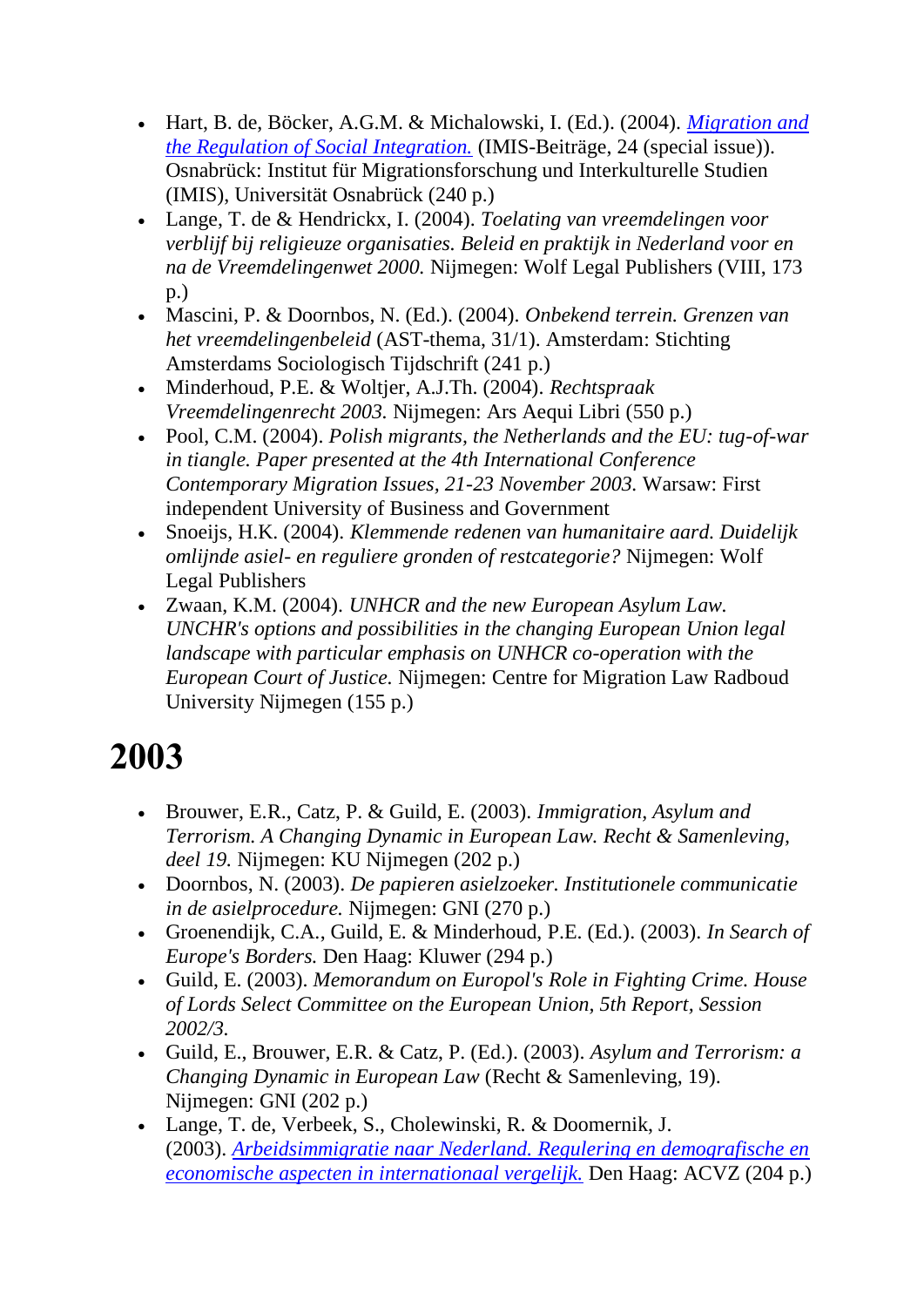- Hart, B. de, Böcker, A.G.M. & Michalowski, I. (Ed.). (2004). [Migration and the Regulation of Social Integration.]() (IMIS-Beiträge, 24 (special issue)). Osnabrück: Institut für Migrationsforschung und Interkulturelle Studien (IMIS), Universität Osnabrück (240 p.)
- Lange, T. de & Hendrickx, I. (2004). *Toelating van vreemdelingen voor verblijf bij religieuze organisaties. Beleid en praktijk in Nederland voor en na de Vreemdelingenwet 2000.* Nijmegen: Wolf Legal Publishers (VIII, 173 p.)
- Mascini, P. & Doornbos, N. (Ed.). (2004). *Onbekend terrein. Grenzen van het vreemdelingenbeleid* (AST-thema, 31/1). Amsterdam: Stichting Amsterdams Sociologisch Tijdschrift (241 p.)
- Minderhoud, P.E. & Woltjer, A.J.Th. (2004). *Rechtspraak Vreemdelingenrecht 2003.* Nijmegen: Ars Aequi Libri (550 p.)
- Pool, C.M. (2004). *Polish migrants, the Netherlands and the EU: tug-of-war in tiangle. Paper presented at the 4th International Conference Contemporary Migration Issues, 21-23 November 2003.* Warsaw: First independent University of Business and Government
- Snoeijs, H.K. (2004). *Klemmende redenen van humanitaire aard. Duidelijk omlijnde asiel- en reguliere gronden of restcategorie?* Nijmegen: Wolf Legal Publishers
- Zwaan, K.M. (2004). *UNHCR and the new European Asylum Law. UNCHR's options and possibilities in the changing European Union legal landscape with particular emphasis on UNHCR co-operation with the European Court of Justice.* Nijmegen: Centre for Migration Law Radboud University Nijmegen (155 p.)

# 2003

- Brouwer, E.R., Catz, P. & Guild, E. (2003). *Immigration, Asylum and Terrorism. A Changing Dynamic in European Law. Recht & Samenleving, deel 19.* Nijmegen: KU Nijmegen (202 p.)
- Doornbos, N. (2003). *De papieren asielzoeker. Institutionele communicatie in de asielprocedure.* Nijmegen: GNI (270 p.)
- Groenendijk, C.A., Guild, E. & Minderhoud, P.E. (Ed.). (2003). *In Search of Europe's Borders.* Den Haag: Kluwer (294 p.)
- Guild, E. (2003). *Memorandum on Europol's Role in Fighting Crime. House of Lords Select Committee on the European Union, 5th Report, Session 2002/3.*
- Guild, E., Brouwer, E.R. & Catz, P. (Ed.). (2003). *Asylum and Terrorism: a Changing Dynamic in European Law* (Recht & Samenleving, 19). Nijmegen: GNI (202 p.)
- Lange, T. de, Verbeek, S., Cholewinski, R. & Doomernik, J. (2003). [Arbeidsimmigratie naar Nederland. Regulering en demografische en economische aspecten in internationaal vergelijk.]() Den Haag: ACVZ (204 p.)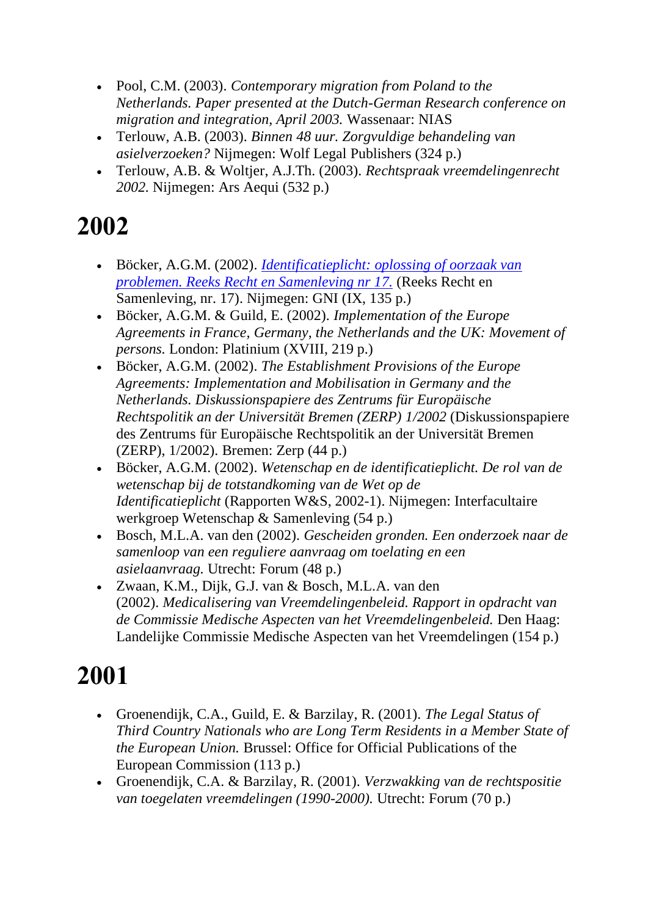- Pool, C.M. (2003). *Contemporary migration from Poland to the Netherlands. Paper presented at the Dutch-German Research conference on migration and integration, April 2003.* Wassenaar: NIAS
- Terlouw, A.B. (2003). *Binnen 48 uur. Zorgvuldige behandeling van asielverzoeken?* Nijmegen: Wolf Legal Publishers (324 p.)
- Terlouw, A.B. & Woltjer, A.J.Th. (2003). *Rechtspraak vreemdelingenrecht 2002.* Nijmegen: Ars Aequi (532 p.)

# 2002

- Böcker, A.G.M. (2002). *Identificatieplicht: oplossing of oorzaak van problemen. Reeks Recht en Samenleving nr 17.* (Reeks Recht en Samenleving, nr. 17). Nijmegen: GNI (IX, 135 p.)
- Böcker, A.G.M. & Guild, E. (2002). *Implementation of the Europe Agreements in France, Germany, the Netherlands and the UK: Movement of persons.* London: Platinium (XVIII, 219 p.)
- Böcker, A.G.M. (2002). *The Establishment Provisions of the Europe Agreements: Implementation and Mobilisation in Germany and the Netherlands. Diskussionspapiere des Zentrums für Europäische Rechtspolitik an der Universität Bremen (ZERP) 1/2002* (Diskussionspapiere des Zentrums für Europäische Rechtspolitik an der Universität Bremen (ZERP), 1/2002). Bremen: Zerp (44 p.)
- Böcker, A.G.M. (2002). *Wetenschap en de identificatieplicht. De rol van de wetenschap bij de totstandkoming van de Wet op de Identificatieplicht* (Rapporten W&S, 2002-1). Nijmegen: Interfacultaire werkgroep Wetenschap & Samenleving (54 p.)
- Bosch, M.L.A. van den (2002). *Gescheiden gronden. Een onderzoek naar de samenloop van een reguliere aanvraag om toelating en een asielaanvraag.* Utrecht: Forum (48 p.)
- Zwaan, K.M., Dijk, G.J. van & Bosch, M.L.A. van den (2002). *Medicalisering van Vreemdelingenbeleid. Rapport in opdracht van de Commissie Medische Aspecten van het Vreemdelingenbeleid.* Den Haag: Landelijke Commissie Medische Aspecten van het Vreemdelingen (154 p.)

# 2001

- Groenendijk, C.A., Guild, E. & Barzilay, R. (2001). *The Legal Status of Third Country Nationals who are Long Term Residents in a Member State of the European Union.* Brussel: Office for Official Publications of the European Commission (113 p.)
- Groenendijk, C.A. & Barzilay, R. (2001). *Verzwakking van de rechtspositie van toegelaten vreemdelingen (1990-2000).* Utrecht: Forum (70 p.)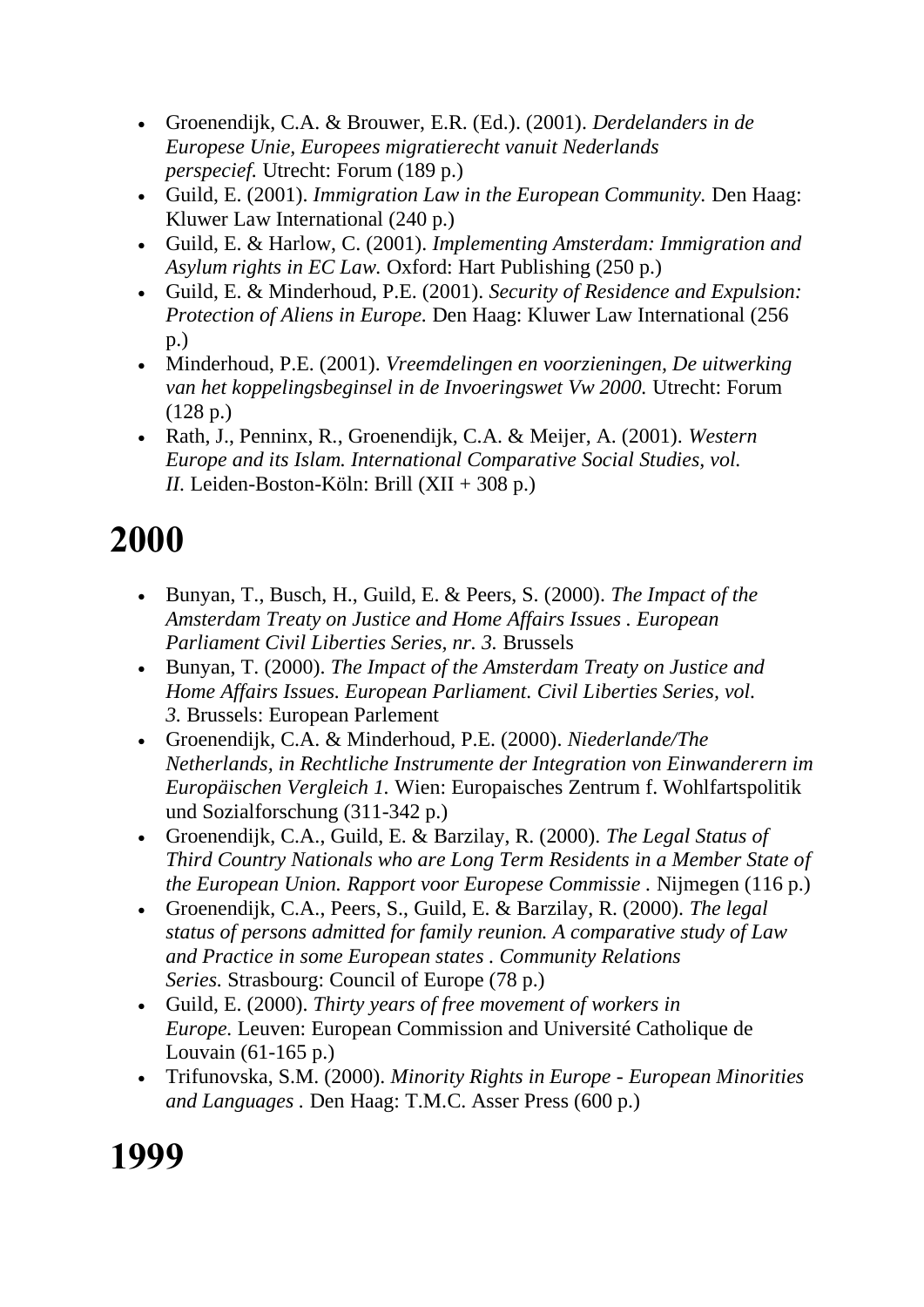- Groenendijk, C.A. & Brouwer, E.R. (Ed.). (2001). *Derdelanders in de Europese Unie, Europees migratierecht vanuit Nederlands perspecief.* Utrecht: Forum (189 p.)
- Guild, E. (2001). *Immigration Law in the European Community.* Den Haag: Kluwer Law International (240 p.)
- Guild, E. & Harlow, C. (2001). *Implementing Amsterdam: Immigration and Asylum rights in EC Law.* Oxford: Hart Publishing (250 p.)
- Guild, E. & Minderhoud, P.E. (2001). *Security of Residence and Expulsion: Protection of Aliens in Europe.* Den Haag: Kluwer Law International (256 p.)
- Minderhoud, P.E. (2001). *Vreemdelingen en voorzieningen, De uitwerking van het koppelingsbeginsel in de Invoeringswet Vw 2000.* Utrecht: Forum (128 p.)
- Rath, J., Penninx, R., Groenendijk, C.A. & Meijer, A. (2001). *Western Europe and its Islam. International Comparative Social Studies, vol. II.* Leiden-Boston-Köln: Brill (XII + 308 p.)

# 2000

- Bunyan, T., Busch, H., Guild, E. & Peers, S. (2000). *The Impact of the Amsterdam Treaty on Justice and Home Affairs Issues . European Parliament Civil Liberties Series, nr. 3.* Brussels
- Bunyan, T. (2000). *The Impact of the Amsterdam Treaty on Justice and Home Affairs Issues. European Parliament. Civil Liberties Series, vol. 3.* Brussels: European Parlement
- Groenendijk, C.A. & Minderhoud, P.E. (2000). *Niederlande/The Netherlands, in Rechtliche Instrumente der Integration von Einwanderern im Europäischen Vergleich 1.* Wien: Europaisches Zentrum f. Wohlfartspolitik und Sozialforschung (311-342 p.)
- Groenendijk, C.A., Guild, E. & Barzilay, R. (2000). *The Legal Status of Third Country Nationals who are Long Term Residents in a Member State of the European Union. Rapport voor Europese Commissie* . Nijmegen (116 p.)
- Groenendijk, C.A., Peers, S., Guild, E. & Barzilay, R. (2000). *The legal status of persons admitted for family reunion. A comparative study of Law and Practice in some European states . Community Relations Series.* Strasbourg: Council of Europe (78 p.)
- Guild, E. (2000). *Thirty years of free movement of workers in Europe.* Leuven: European Commission and Université Catholique de Louvain (61-165 p.)
- Trifunovska, S.M. (2000). *Minority Rights in Europe - European Minorities and Languages .* Den Haag: T.M.C. Asser Press (600 p.)

# 1999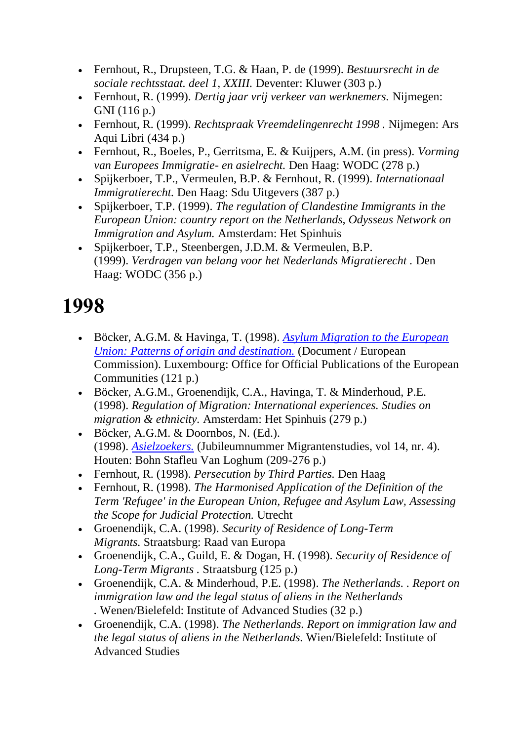- Fernhout, R., Drupsteen, T.G. & Haan, P. de (1999). *Bestuursrecht in de sociale rechtsstaat. deel 1, XXIII.* Deventer: Kluwer (303 p.)
- Fernhout, R. (1999). *Dertig jaar vrij verkeer van werknemers.* Nijmegen: GNI (116 p.)
- Fernhout, R. (1999). *Rechtspraak Vreemdelingenrecht 1998* . Nijmegen: Ars Aqui Libri (434 p.)
- Fernhout, R., Boeles, P., Gerritsma, E. & Kuijpers, A.M. (in press). *Vorming van Europees Immigratie- en asielrecht.* Den Haag: WODC (278 p.)
- Spijkerboer, T.P., Vermeulen, B.P. & Fernhout, R. (1999). *Internationaal Immigratierecht.* Den Haag: Sdu Uitgevers (387 p.)
- Spijkerboer, T.P. (1999). *The regulation of Clandestine Immigrants in the European Union: country report on the Netherlands, Odysseus Network on Immigration and Asylum.* Amsterdam: Het Spinhuis
- Spijkerboer, T.P., Steenbergen, J.D.M. & Vermeulen, B.P. (1999). *Verdragen van belang voor het Nederlands Migratierecht* . Den Haag: WODC (356 p.)

# 1998

- Böcker, A.G.M. & Havinga, T. (1998). *Asylum Migration to the European Union: Patterns of origin and destination.* (Document / European Commission). Luxembourg: Office for Official Publications of the European Communities (121 p.)
- Böcker, A.G.M., Groenendijk, C.A., Havinga, T. & Minderhoud, P.E. (1998). *Regulation of Migration: International experiences. Studies on migration & ethnicity.* Amsterdam: Het Spinhuis (279 p.)
- Böcker, A.G.M. & Doornbos, N. (Ed.). (1998). *Asielzoekers.* (Jubileumnummer Migrantenstudies, vol 14, nr. 4). Houten: Bohn Stafleu Van Loghum (209-276 p.)
- Fernhout, R. (1998). *Persecution by Third Parties.* Den Haag
- Fernhout, R. (1998). *The Harmonised Application of the Definition of the Term 'Refugee' in the European Union, Refugee and Asylum Law, Assessing the Scope for Judicial Protection.* Utrecht
- Groenendijk, C.A. (1998). *Security of Residence of Long-Term Migrants.* Straatsburg: Raad van Europa
- Groenendijk, C.A., Guild, E. & Dogan, H. (1998). *Security of Residence of Long-Term Migrants* . Straatsburg (125 p.)
- Groenendijk, C.A. & Minderhoud, P.E. (1998). *The Netherlands. . Report on immigration law and the legal status of aliens in the Netherlands* . Wenen/Bielefeld: Institute of Advanced Studies (32 p.)
- Groenendijk, C.A. (1998). *The Netherlands. Report on immigration law and the legal status of aliens in the Netherlands.* Wien/Bielefeld: Institute of Advanced Studies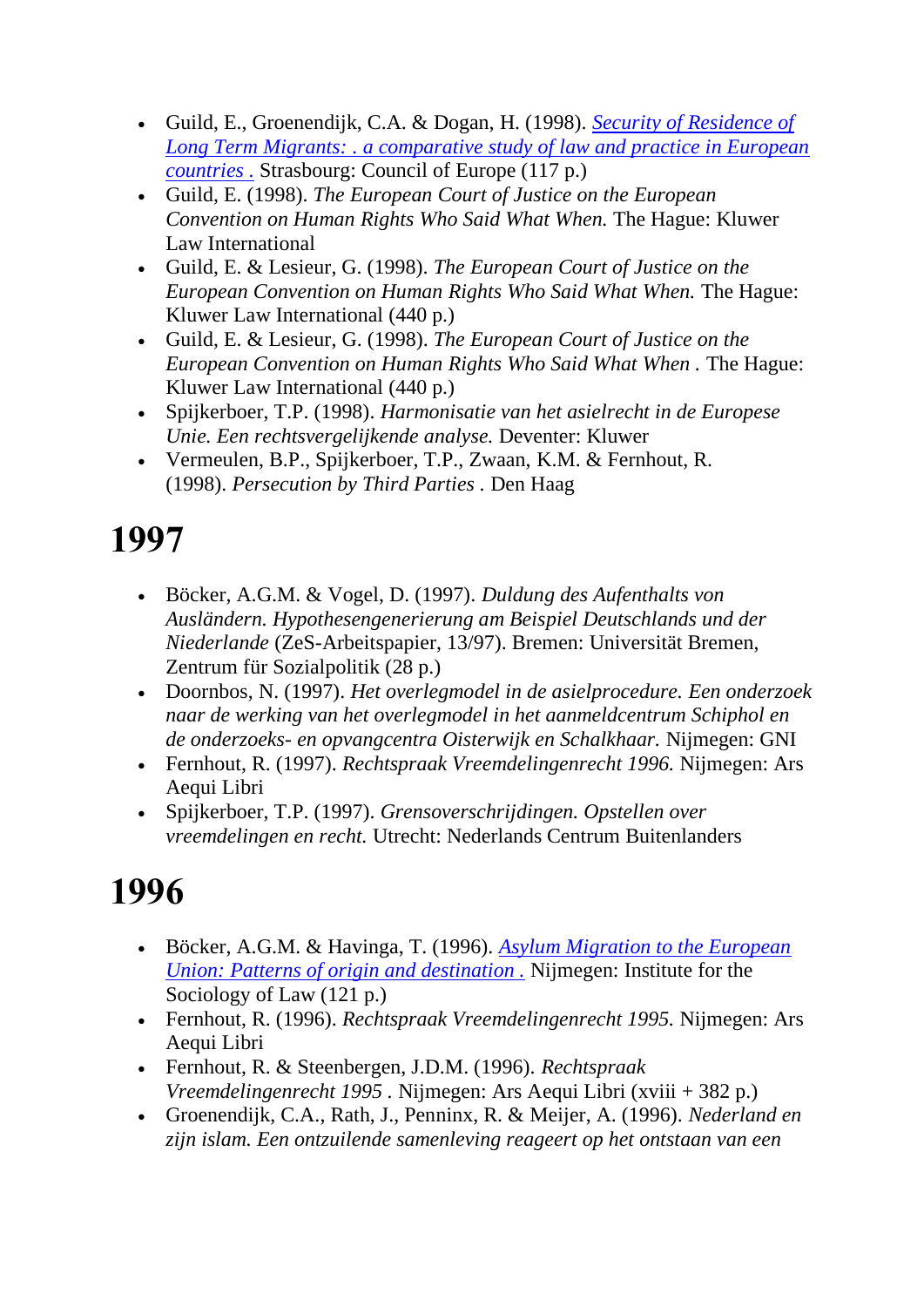- Guild, E., Groenendijk, C.A. & Dogan, H. (1998). *Security of Residence of Long Term Migrants: . a comparative study of law and practice in European countries .* Strasbourg: Council of Europe (117 p.)
- Guild, E. (1998). *The European Court of Justice on the European Convention on Human Rights Who Said What When.* The Hague: Kluwer Law International
- Guild, E. & Lesieur, G. (1998). *The European Court of Justice on the European Convention on Human Rights Who Said What When.* The Hague: Kluwer Law International (440 p.)
- Guild, E. & Lesieur, G. (1998). *The European Court of Justice on the European Convention on Human Rights Who Said What When* . The Hague: Kluwer Law International (440 p.)
- Spijkerboer, T.P. (1998). *Harmonisatie van het asielrecht in de Europese Unie. Een rechtsvergelijkende analyse.* Deventer: Kluwer
- Vermeulen, B.P., Spijkerboer, T.P., Zwaan, K.M. & Fernhout, R. (1998). *Persecution by Third Parties* . Den Haag

# 1997

- Böcker, A.G.M. & Vogel, D. (1997). *Duldung des Aufenthalts von Ausländern. Hypothesengenerierung am Beispiel Deutschlands und der Niederlande* (ZeS-Arbeitspapier, 13/97). Bremen: Universität Bremen, Zentrum für Sozialpolitik (28 p.)
- Doornbos, N. (1997). *Het overlegmodel in de asielprocedure. Een onderzoek naar de werking van het overlegmodel in het aanmeldcentrum Schiphol en de onderzoeks- en opvangcentra Oisterwijk en Schalkhaar.* Nijmegen: GNI
- Fernhout, R. (1997). *Rechtspraak Vreemdelingenrecht 1996.* Nijmegen: Ars Aequi Libri
- Spijkerboer, T.P. (1997). *Grensoverschrijdingen. Opstellen over vreemdelingen en recht.* Utrecht: Nederlands Centrum Buitenlanders

# 1996

- Böcker, A.G.M. & Havinga, T. (1996). *Asylum Migration to the European Union: Patterns of origin and destination .* Nijmegen: Institute for the Sociology of Law (121 p.)
- Fernhout, R. (1996). *Rechtspraak Vreemdelingenrecht 1995.* Nijmegen: Ars Aequi Libri
- Fernhout, R. & Steenbergen, J.D.M. (1996). *Rechtspraak Vreemdelingenrecht 1995* . Nijmegen: Ars Aequi Libri (xviii + 382 p.)
- Groenendijk, C.A., Rath, J., Penninx, R. & Meijer, A. (1996). *Nederland en zijn islam. Een ontzuilende samenleving reageert op het ontstaan van een*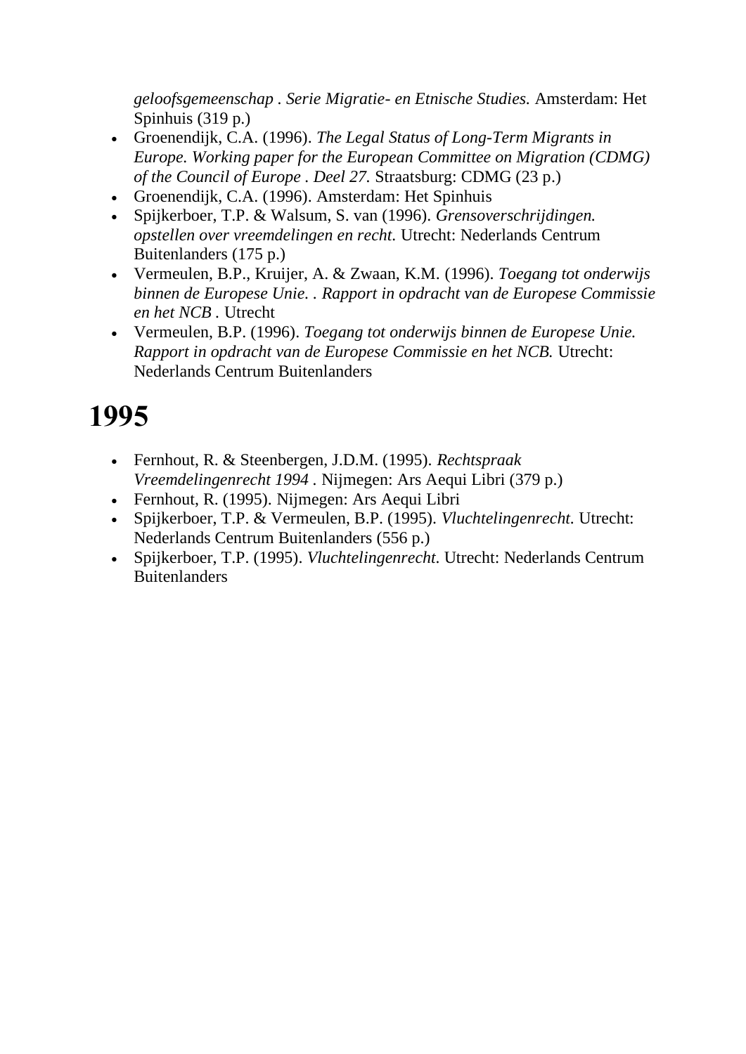*geloofsgemeenschap . Serie Migratie- en Etnische Studies.* Amsterdam: Het Spinhuis (319 p.)

- Groenendijk, C.A. (1996). *The Legal Status of Long-Term Migrants in Europe. Working paper for the European Committee on Migration (CDMG) of the Council of Europe . Deel 27.* Straatsburg: CDMG (23 p.)
- Groenendijk, C.A. (1996). Amsterdam: Het Spinhuis
- Spijkerboer, T.P. & Walsum, S. van (1996). *Grensoverschrijdingen. opstellen over vreemdelingen en recht.* Utrecht: Nederlands Centrum Buitenlanders (175 p.)
- Vermeulen, B.P., Kruijer, A. & Zwaan, K.M. (1996). *Toegang tot onderwijs binnen de Europese Unie. . Rapport in opdracht van de Europese Commissie en het NCB .* Utrecht
- Vermeulen, B.P. (1996). *Toegang tot onderwijs binnen de Europese Unie. Rapport in opdracht van de Europese Commissie en het NCB.* Utrecht: Nederlands Centrum Buitenlanders

# 1995

- Fernhout, R. & Steenbergen, J.D.M. (1995). *Rechtspraak Vreemdelingenrecht 1994 .* Nijmegen: Ars Aequi Libri (379 p.)
- Fernhout, R. (1995). Nijmegen: Ars Aequi Libri
- Spijkerboer, T.P. & Vermeulen, B.P. (1995). *Vluchtelingenrecht.* Utrecht: Nederlands Centrum Buitenlanders (556 p.)
- Spijkerboer, T.P. (1995). *Vluchtelingenrecht.* Utrecht: Nederlands Centrum Buitenlanders